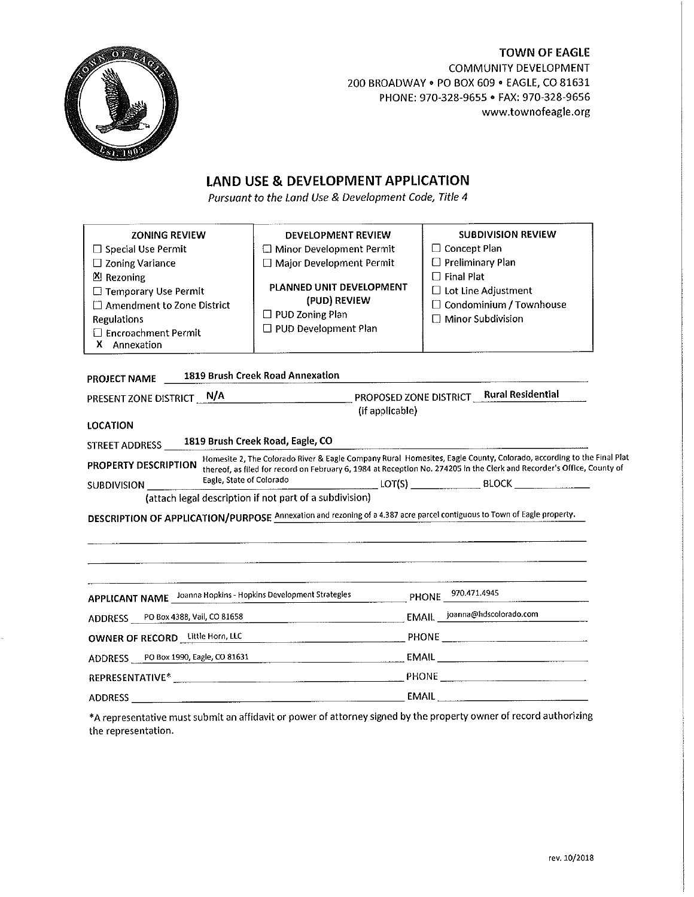TOWN OF EAGLE
COMMUNITY DEVELOPMENT
200 BROADWAY • PO BOX 609 • EAGLE, CO 81631
PHONE: 970-328-9655 • FAX: 970-328-9656
www.townofeagle.org

# LAND USE & DEVELOPMENT APPLICATION

*Pursuant to the Land Use & Development Code, Title 4*

| ZONING REVIEW | DEVELOPMENT REVIEW | SUBDIVISION REVIEW |
|---|---|---|
| ☐ Special Use Permit<br>☐ Zoning Variance<br>☒ Rezoning<br>☐ Temporary Use Permit<br>☐ Amendment to Zone District Regulations<br>☐ Encroachment Permit<br>X Annexation | ☐ Minor Development Permit<br>☐ Major Development Permit<br><br>**PLANNED UNIT DEVELOPMENT (PUD) REVIEW**<br>☐ PUD Zoning Plan<br>☐ PUD Development Plan | ☐ Concept Plan<br>☐ Preliminary Plan<br>☐ Final Plat<br>☐ Lot Line Adjustment<br>☐ Condominium / Townhouse<br>☐ Minor Subdivision |

**PROJECT NAME** 1819 Brush Creek Road Annexation

PRESENT ZONE DISTRICT N/A PROPOSED ZONE DISTRICT Rural Residential (if applicable)

**LOCATION**

STREET ADDRESS 1819 Brush Creek Road, Eagle, CO

**PROPERTY DESCRIPTION** Homesite 2, The Colorado River & Eagle Company Rural Homesites, Eagle County, Colorado, according to the Final Plat thereof, as filed for record on February 6, 1984 at Reception No. 274205 in the Clerk and Recorder's Office, County of Eagle, State of Colorado

SUBDIVISION ______ LOT(S) ______ BLOCK ______

(attach legal description if not part of a subdivision)

**DESCRIPTION OF APPLICATION/PURPOSE** Annexation and rezoning of a 4.387 acre parcel contiguous to Town of Eagle property.

**APPLICANT NAME** Joanna Hopkins - Hopkins Development Strategies PHONE 970.471.4945

ADDRESS PO Box 4388, Vail, CO 81658 EMAIL joanna@hdscolorado.com

**OWNER OF RECORD** Little Horn, LLC PHONE ______

ADDRESS PO Box 1990, Eagle, CO 81631 EMAIL ______

REPRESENTATIVE* ______ PHONE ______

ADDRESS ______ EMAIL ______

*A representative must submit an affidavit or power of attorney signed by the property owner of record authorizing the representation.

rev. 10/2018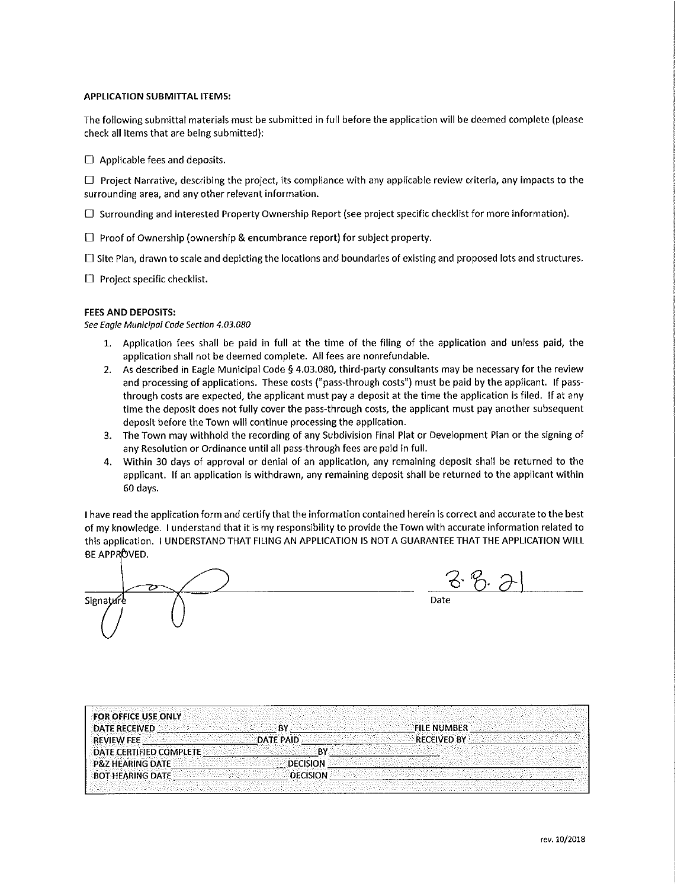**APPLICATION SUBMITTAL ITEMS:**

The following submittal materials must be submitted in full before the application will be deemed complete (please check all items that are being submitted):

☐ Applicable fees and deposits.

☐ Project Narrative, describing the project, its compliance with any applicable review criteria, any impacts to the surrounding area, and any other relevant information.

☐ Surrounding and interested Property Ownership Report (see project specific checklist for more information).

☐ Proof of Ownership (ownership & encumbrance report) for subject property.

☐ Site Plan, drawn to scale and depicting the locations and boundaries of existing and proposed lots and structures.

☐ Project specific checklist.

**FEES AND DEPOSITS:**

*See Eagle Municipal Code Section 4.03.080*

1. Application fees shall be paid in full at the time of the filing of the application and unless paid, the application shall not be deemed complete. All fees are nonrefundable.
2. As described in Eagle Municipal Code § 4.03.080, third-party consultants may be necessary for the review and processing of applications. These costs ("pass-through costs") must be paid by the applicant. If pass-through costs are expected, the applicant must pay a deposit at the time the application is filed. If at any time the deposit does not fully cover the pass-through costs, the applicant must pay another subsequent deposit before the Town will continue processing the application.
3. The Town may withhold the recording of any Subdivision Final Plat or Development Plan or the signing of any Resolution or Ordinance until all pass-through fees are paid in full.
4. Within 30 days of approval or denial of an application, any remaining deposit shall be returned to the applicant. If an application is withdrawn, any remaining deposit shall be returned to the applicant within 60 days.

I have read the application form and certify that the information contained herein is correct and accurate to the best of my knowledge. I understand that it is my responsibility to provide the Town with accurate information related to this application. I UNDERSTAND THAT FILING AN APPLICATION IS NOT A GUARANTEE THAT THE APPLICATION WILL BE APPROVED.

Signature: [signature] Date: 3.8.21

| FOR OFFICE USE ONLY | | | | | |
|---|---|---|---|---|---|
| DATE RECEIVED | | BY | | FILE NUMBER | |
| REVIEW FEE | | DATE PAID | | RECEIVED BY | |
| DATE CERTIFIED COMPLETE | | BY | | | |
| P&Z HEARING DATE | | DECISION | | | |
| BOT HEARING DATE | | DECISION | | | |

rev. 10/2018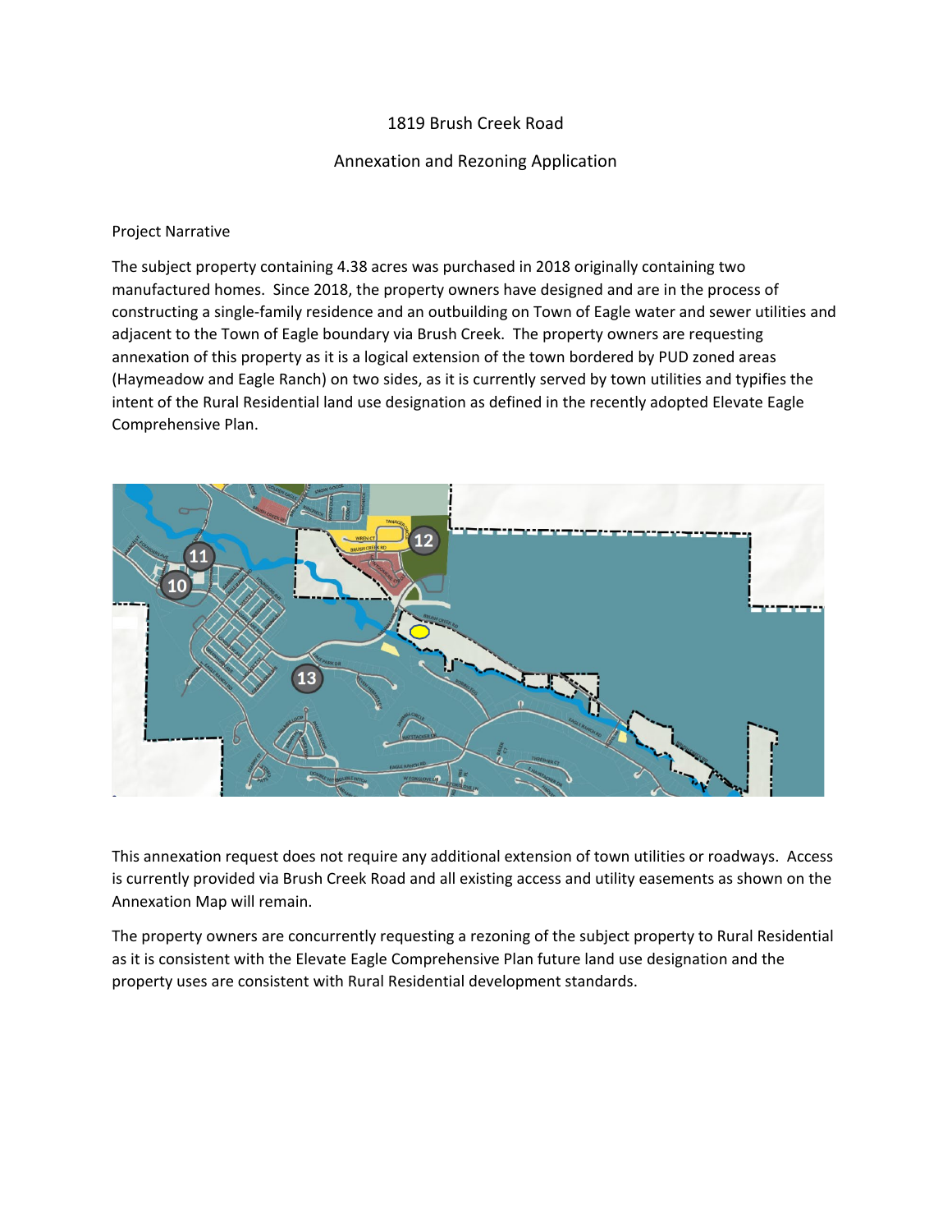1819 Brush Creek Road

Annexation and Rezoning Application

Project Narrative

The subject property containing 4.38 acres was purchased in 2018 originally containing two manufactured homes. Since 2018, the property owners have designed and are in the process of constructing a single-family residence and an outbuilding on Town of Eagle water and sewer utilities and adjacent to the Town of Eagle boundary via Brush Creek. The property owners are requesting annexation of this property as it is a logical extension of the town bordered by PUD zoned areas (Haymeadow and Eagle Ranch) on two sides, as it is currently served by town utilities and typifies the intent of the Rural Residential land use designation as defined in the recently adopted Elevate Eagle Comprehensive Plan.

This annexation request does not require any additional extension of town utilities or roadways. Access is currently provided via Brush Creek Road and all existing access and utility easements as shown on the Annexation Map will remain.

The property owners are concurrently requesting a rezoning of the subject property to Rural Residential as it is consistent with the Elevate Eagle Comprehensive Plan future land use designation and the property uses are consistent with Rural Residential development standards.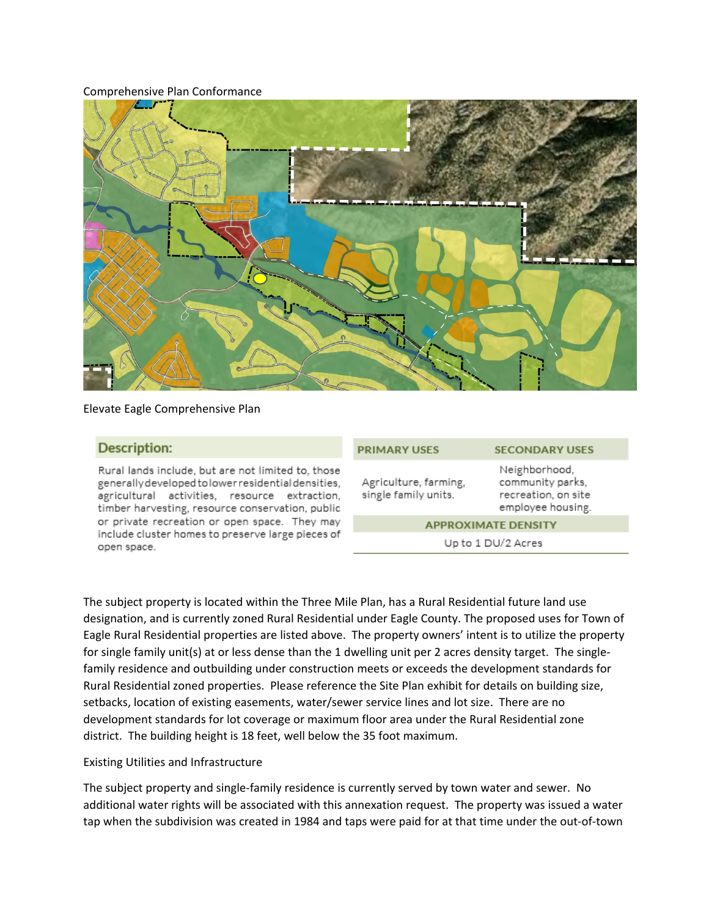Comprehensive Plan Conformance

Elevate Eagle Comprehensive Plan

| Description: | PRIMARY USES | SECONDARY USES |
|---|---|---|
| Rural lands include, but are not limited to, those generally developed to lower residential densities, agricultural activities, resource extraction, timber harvesting, resource conservation, public or private recreation or open space. They may include cluster homes to preserve large pieces of open space. | Agriculture, farming, single family units. | Neighborhood, community parks, recreation, on site employee housing. |
| | APPROXIMATE DENSITY | |
| | Up to 1 DU/2 Acres | |

The subject property is located within the Three Mile Plan, has a Rural Residential future land use designation, and is currently zoned Rural Residential under Eagle County. The proposed uses for Town of Eagle Rural Residential properties are listed above. The property owners' intent is to utilize the property for single family unit(s) at or less dense than the 1 dwelling unit per 2 acres density target. The single-family residence and outbuilding under construction meets or exceeds the development standards for Rural Residential zoned properties. Please reference the Site Plan exhibit for details on building size, setbacks, location of existing easements, water/sewer service lines and lot size. There are no development standards for lot coverage or maximum floor area under the Rural Residential zone district. The building height is 18 feet, well below the 35 foot maximum.

Existing Utilities and Infrastructure

The subject property and single-family residence is currently served by town water and sewer. No additional water rights will be associated with this annexation request. The property was issued a water tap when the subdivision was created in 1984 and taps were paid for at that time under the out-of-town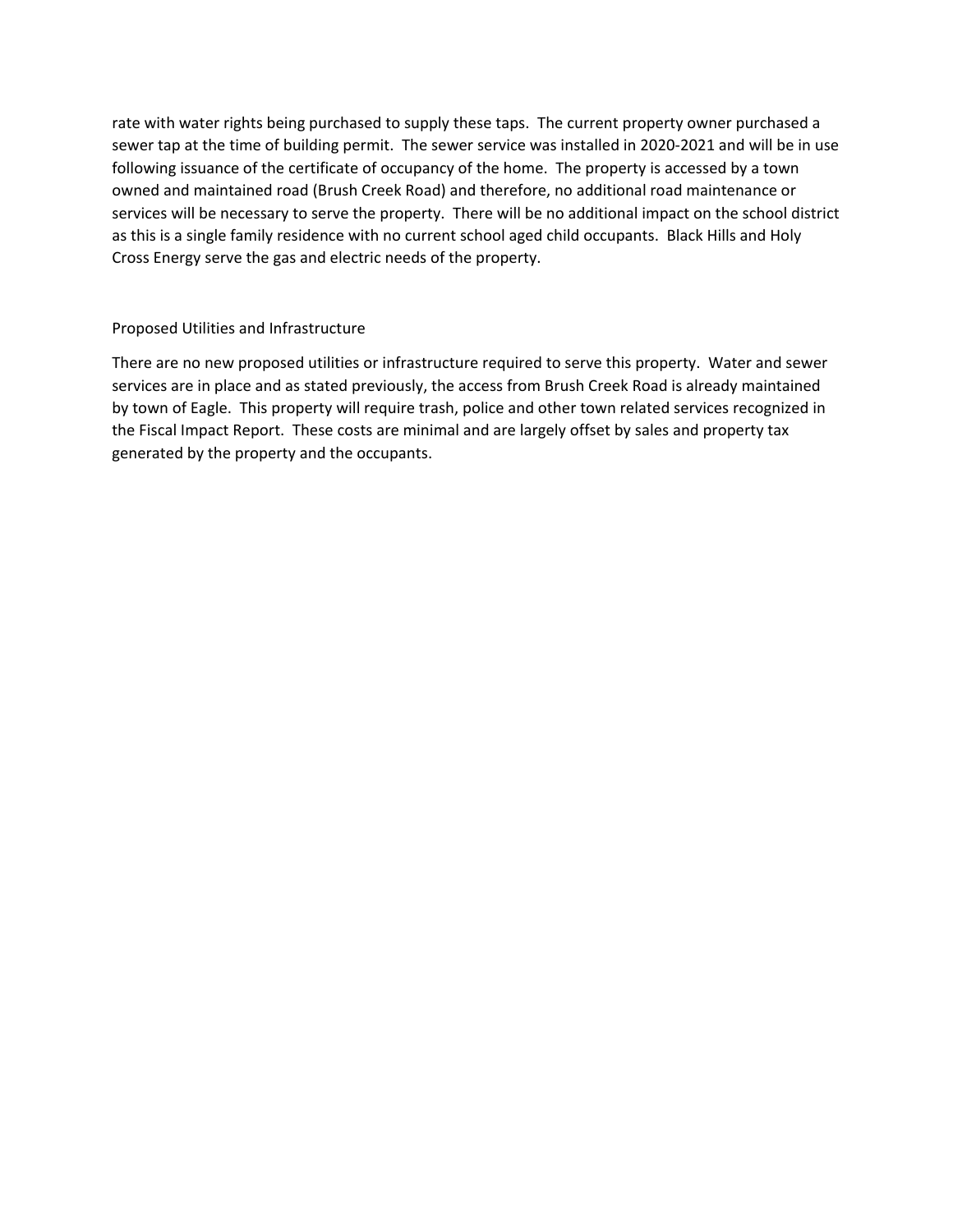rate with water rights being purchased to supply these taps. The current property owner purchased a sewer tap at the time of building permit. The sewer service was installed in 2020-2021 and will be in use following issuance of the certificate of occupancy of the home. The property is accessed by a town owned and maintained road (Brush Creek Road) and therefore, no additional road maintenance or services will be necessary to serve the property. There will be no additional impact on the school district as this is a single family residence with no current school aged child occupants. Black Hills and Holy Cross Energy serve the gas and electric needs of the property.

## Proposed Utilities and Infrastructure

There are no new proposed utilities or infrastructure required to serve this property. Water and sewer services are in place and as stated previously, the access from Brush Creek Road is already maintained by town of Eagle. This property will require trash, police and other town related services recognized in the Fiscal Impact Report. These costs are minimal and are largely offset by sales and property tax generated by the property and the occupants.